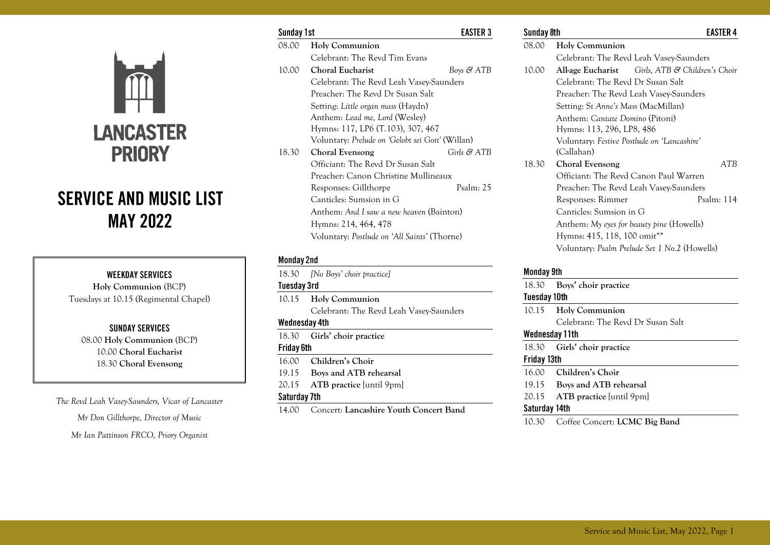# LANCASTER PRIORY

# SERVICE AND MUSIC LIST
# MAY 2022

**WEEKDAY SERVICES**
**Holy Communion** (BCP)
Tuesdays at 10.15 (Regimental Chapel)

**SUNDAY SERVICES**
08.00 **Holy Communion** (BCP)
10.00 **Choral Eucharist**
18.30 **Choral Evensong**

*The Revd Leah Vasey-Saunders, Vicar of Lancaster*

*Mr Don Gillthorpe, Director of Music*

*Mr Ian Pattinson FRCO, Priory Organist*

## Sunday 1st — EASTER 3

08.00 **Holy Communion**
Celebrant: The Revd Tim Evans

10.00 **Choral Eucharist** — *Boys & ATB*
Celebrant: The Revd Leah Vasey-Saunders
Preacher: The Revd Dr Susan Salt
Setting: *Little organ mass* (Haydn)
Anthem: *Lead me, Lord* (Wesley)
Hymns: 117, LP6 (T.103), 307, 467
Voluntary: *Prelude on 'Gelobt sei Gott'* (Willan)

18.30 **Choral Evensong** — *Girls & ATB*
Officiant: The Revd Dr Susan Salt
Preacher: Canon Christine Mullineaux
Responses: Gillthorpe — Psalm: 25
Canticles: Sumsion in G
Anthem: *And I saw a new heaven* (Bainton)
Hymns: 214, 464, 478
Voluntary: *Postlude on 'All Saints'* (Thorne)

## Monday 2nd

18.30 *[No Boys' choir practice]*

## Tuesday 3rd

10.15 **Holy Communion**
Celebrant: The Revd Leah Vasey-Saunders

## Wednesday 4th

18.30 **Girls' choir practice**

## Friday 6th

16.00 **Children's Choir**
19.15 **Boys and ATB rehearsal**
20.15 **ATB practice** [until 9pm]

## Saturday 7th

14.00 Concert: **Lancashire Youth Concert Band**

## Sunday 8th — EASTER 4

08.00 **Holy Communion**
Celebrant: The Revd Leah Vasey-Saunders

10.00 **All-age Eucharist** — *Girls, ATB & Children's Choir*
Celebrant: The Revd Dr Susan Salt
Preacher: The Revd Leah Vasey-Saunders
Setting: *St Anne's Mass* (MacMillan)
Anthem: *Cantate Domino* (Pitoni)
Hymns: 113, 296, LP8, 486
Voluntary: *Festive Postlude on 'Lancashire'* (Callahan)

18.30 **Choral Evensong** — *ATB*
Officiant: The Revd Canon Paul Warren
Preacher: The Revd Leah Vasey-Saunders
Responses: Rimmer — Psalm: 114
Canticles: Sumsion in G
Anthem: *My eyes for beauty pine* (Howells)
Hymns: 415, 118, 100 omit**
Voluntary: *Psalm Prelude Set 1 No.2* (Howells)

## Monday 9th

18.30 **Boys' choir practice**

## Tuesday 10th

10.15 **Holy Communion**
Celebrant: The Revd Dr Susan Salt

## Wednesday 11th

18.30 **Girls' choir practice**

## Friday 13th

16.00 **Children's Choir**
19.15 **Boys and ATB rehearsal**
20.15 **ATB practice** [until 9pm]

## Saturday 14th

10.30 Coffee Concert: **LCMC Big Band**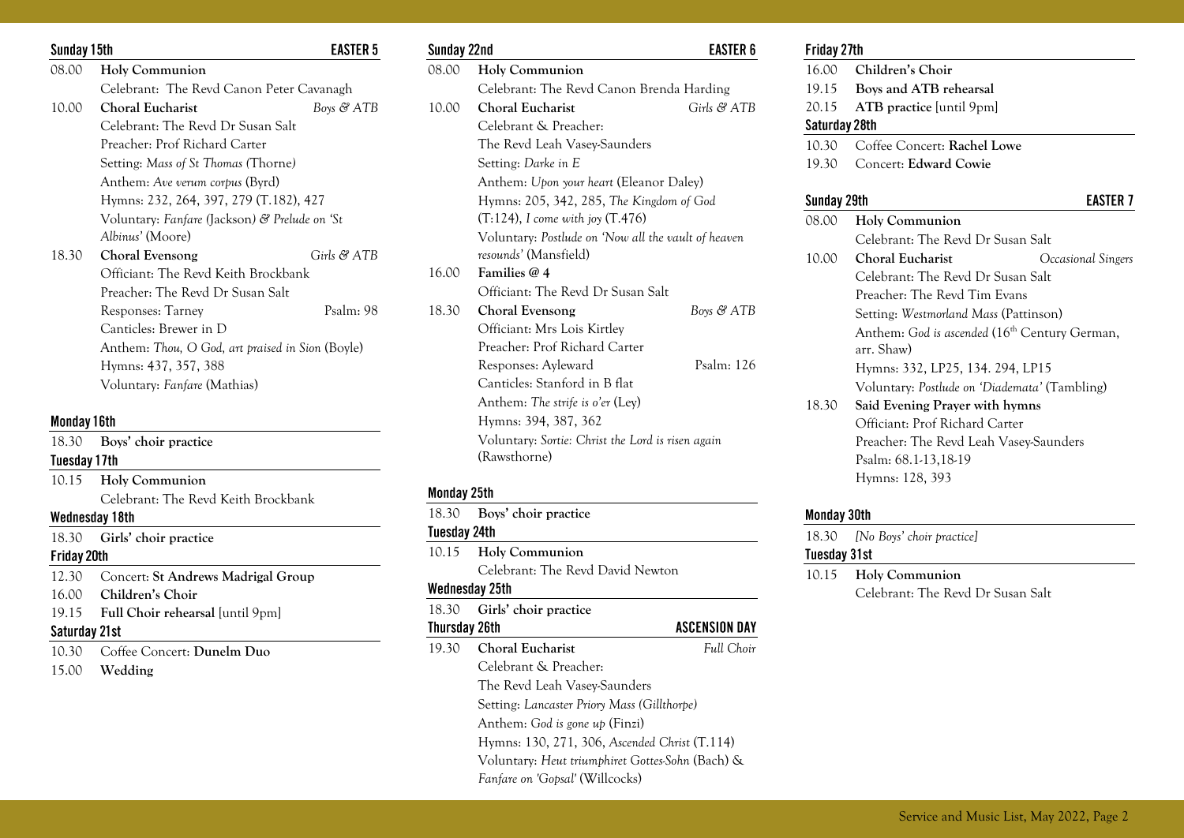## Sunday 15th — EASTER 5

08.00 **Holy Communion**
Celebrant: The Revd Canon Peter Cavanagh

10.00 **Choral Eucharist** — *Boys & ATB*
Celebrant: The Revd Dr Susan Salt
Preacher: Prof Richard Carter
Setting: *Mass of St Thomas* (Thorne)
Anthem: *Ave verum corpus* (Byrd)
Hymns: 232, 264, 397, 279 (T.182), 427
Voluntary: *Fanfare* (Jackson) & *Prelude on 'St Albinus'* (Moore)

18.30 **Choral Evensong** — *Girls & ATB*
Officiant: The Revd Keith Brockbank
Preacher: The Revd Dr Susan Salt
Responses: Tarney — Psalm: 98
Canticles: Brewer in D
Anthem: *Thou, O God, art praised in Sion* (Boyle)
Hymns: 437, 357, 388
Voluntary: *Fanfare* (Mathias)

## Monday 16th

18.30 **Boys' choir practice**

## Tuesday 17th

10.15 **Holy Communion**
Celebrant: The Revd Keith Brockbank

## Wednesday 18th

18.30 **Girls' choir practice**

## Friday 20th

12.30 Concert: **St Andrews Madrigal Group**
16.00 **Children's Choir**
19.15 **Full Choir rehearsal** [until 9pm]

## Saturday 21st

10.30 Coffee Concert: **Dunelm Duo**
15.00 **Wedding**

## Sunday 22nd — EASTER 6

08.00 **Holy Communion**
Celebrant: The Revd Canon Brenda Harding

10.00 **Choral Eucharist** — *Girls & ATB*
Celebrant & Preacher:
The Revd Leah Vasey-Saunders
Setting: *Darke in E*
Anthem: *Upon your heart* (Eleanor Daley)
Hymns: 205, 342, 285, *The Kingdom of God* (T:124), *I come with joy* (T.476)
Voluntary: *Postlude on 'Now all the vault of heaven resounds'* (Mansfield)

16.00 **Families @ 4**
Officiant: The Revd Dr Susan Salt

18.30 **Choral Evensong** — *Boys & ATB*
Officiant: Mrs Lois Kirtley
Preacher: Prof Richard Carter
Responses: Ayleward — Psalm: 126
Canticles: Stanford in B flat
Anthem: *The strife is o'er* (Ley)
Hymns: 394, 387, 362
Voluntary: *Sortie: Christ the Lord is risen again* (Rawsthorne)

## Monday 25th

18.30 **Boys' choir practice**

## Tuesday 24th

10.15 **Holy Communion**
Celebrant: The Revd David Newton

## Wednesday 25th

18.30 **Girls' choir practice**

## Thursday 26th — ASCENSION DAY

19.30 **Choral Eucharist** — *Full Choir*
Celebrant & Preacher:
The Revd Leah Vasey-Saunders
Setting: *Lancaster Priory Mass (Gillthorpe)*
Anthem: *God is gone up* (Finzi)
Hymns: 130, 271, 306, *Ascended Christ* (T.114)
Voluntary: *Heut triumphiret Gottes-Sohn* (Bach) & *Fanfare on 'Gopsal'* (Willcocks)

## Friday 27th

16.00 **Children's Choir**
19.15 **Boys and ATB rehearsal**
20.15 **ATB practice** [until 9pm]

## Saturday 28th

10.30 Coffee Concert: **Rachel Lowe**
19.30 Concert: **Edward Cowie**

## Sunday 29th — EASTER 7

08.00 **Holy Communion**
Celebrant: The Revd Dr Susan Salt

10.00 **Choral Eucharist** — *Occasional Singers*
Celebrant: The Revd Dr Susan Salt
Preacher: The Revd Tim Evans
Setting: *Westmorland Mass* (Pattinson)
Anthem: *God is ascended* (16th Century German, arr. Shaw)
Hymns: 332, LP25, 134. 294, LP15
Voluntary: *Postlude on 'Diademata'* (Tambling)

18.30 **Said Evening Prayer with hymns**
Officiant: Prof Richard Carter
Preacher: The Revd Leah Vasey-Saunders
Psalm: 68.1-13,18-19
Hymns: 128, 393

## Monday 30th

18.30 *[No Boys' choir practice]*

## Tuesday 31st

10.15 **Holy Communion**
Celebrant: The Revd Dr Susan Salt